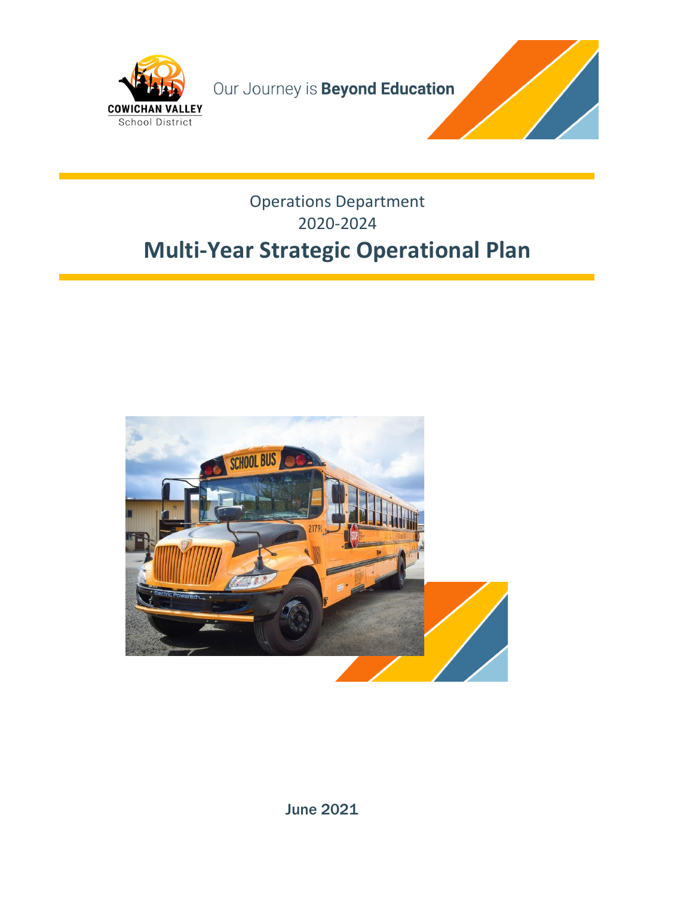COWICHAN VALLEY
School District

Our Journey is **Beyond Education**

Operations Department
2020-2024

# Multi-Year Strategic Operational Plan

June 2021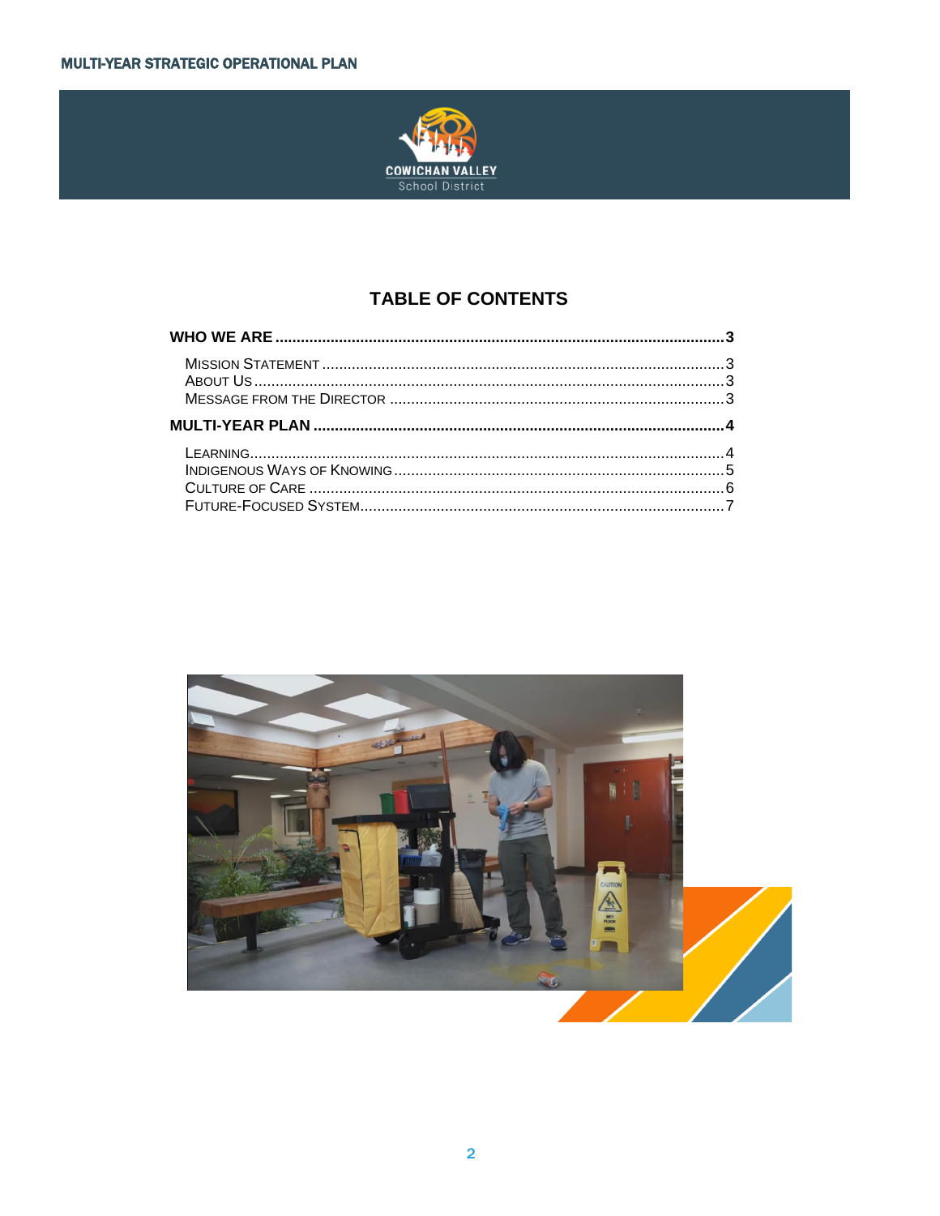# TABLE OF CONTENTS

**WHO WE ARE** ........................................ **3**

- Mission Statement ........................................ 3
- About Us ........................................ 3
- Message from the Director ........................................ 3

**MULTI-YEAR PLAN** ........................................ **4**

- Learning ........................................ 4
- Indigenous Ways of Knowing ........................................ 5
- Culture of Care ........................................ 6
- Future-Focused System ........................................ 7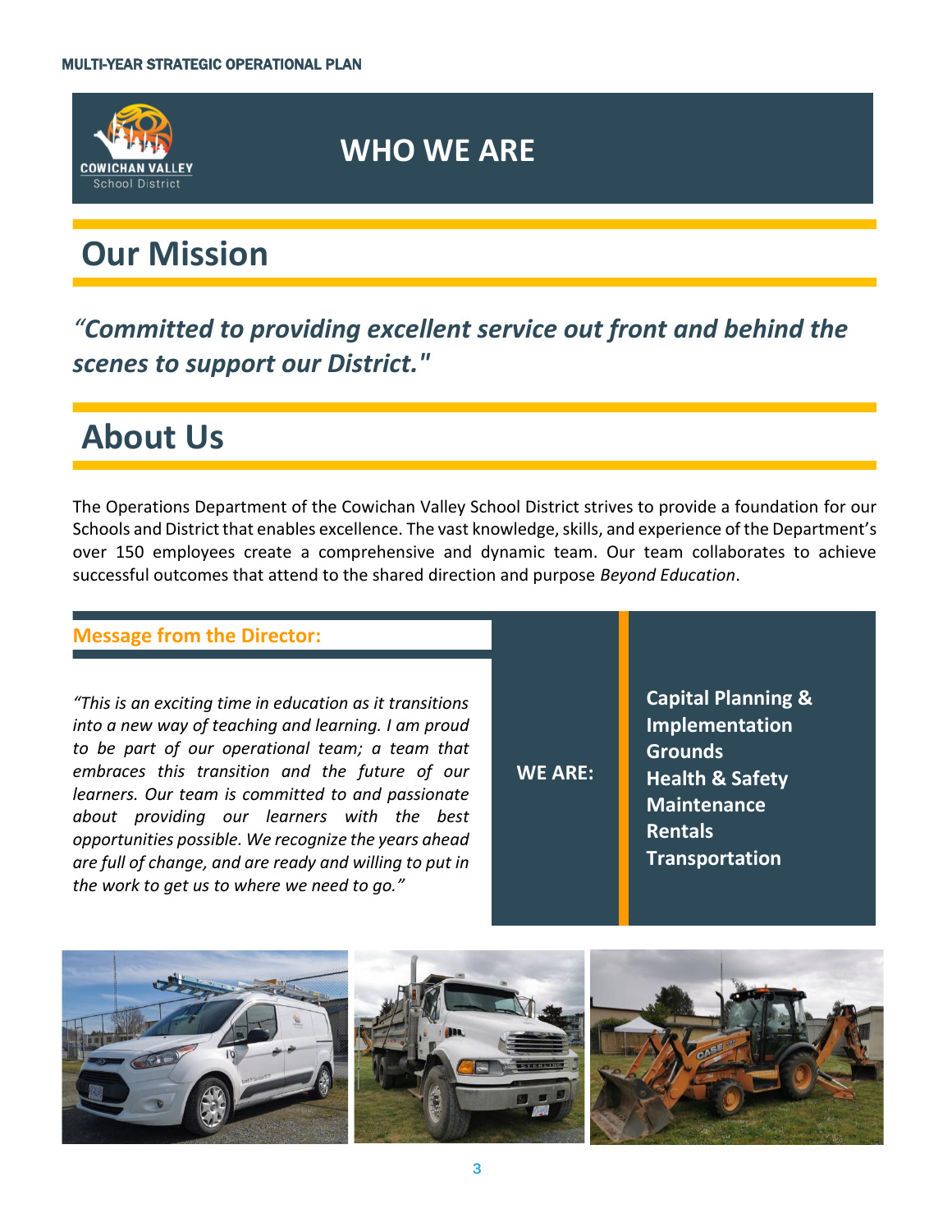# WHO WE ARE

## Our Mission

*"Committed to providing excellent service out front and behind the scenes to support our District."*

## About Us

The Operations Department of the Cowichan Valley School District strives to provide a foundation for our Schools and District that enables excellence. The vast knowledge, skills, and experience of the Department's over 150 employees create a comprehensive and dynamic team. Our team collaborates to achieve successful outcomes that attend to the shared direction and purpose *Beyond Education*.

### Message from the Director:

*"This is an exciting time in education as it transitions into a new way of teaching and learning. I am proud to be part of our operational team; a team that embraces this transition and the future of our learners. Our team is committed to and passionate about providing our learners with the best opportunities possible. We recognize the years ahead are full of change, and are ready and willing to put in the work to get us to where we need to go."*

**WE ARE:**

- **Capital Planning & Implementation**
- **Grounds**
- **Health & Safety**
- **Maintenance**
- **Rentals**
- **Transportation**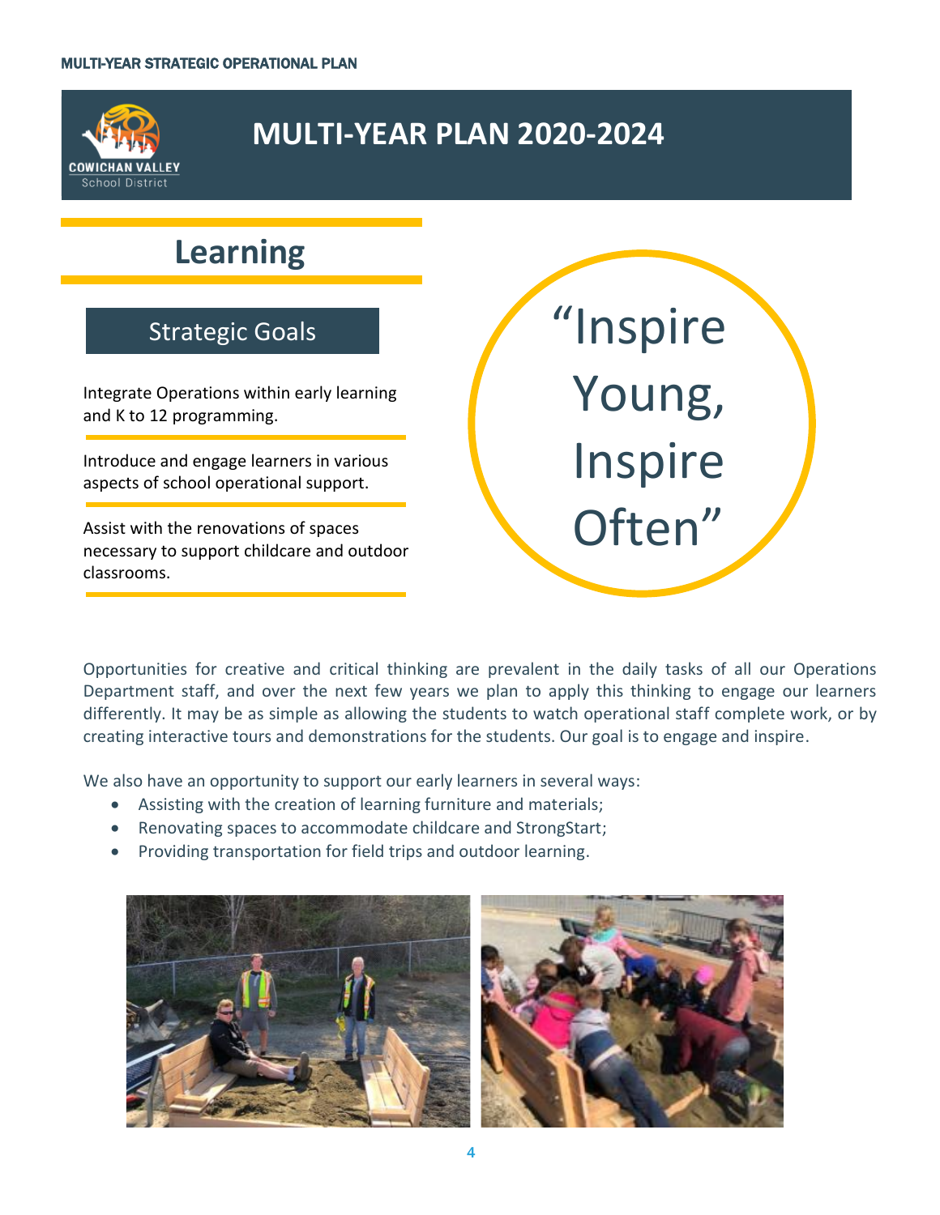# MULTI-YEAR PLAN 2020-2024

## Learning

### Strategic Goals

Integrate Operations within early learning and K to 12 programming.

Introduce and engage learners in various aspects of school operational support.

Assist with the renovations of spaces necessary to support childcare and outdoor classrooms.

“Inspire Young, Inspire Often”

Opportunities for creative and critical thinking are prevalent in the daily tasks of all our Operations Department staff, and over the next few years we plan to apply this thinking to engage our learners differently. It may be as simple as allowing the students to watch operational staff complete work, or by creating interactive tours and demonstrations for the students. Our goal is to engage and inspire.

We also have an opportunity to support our early learners in several ways:

- Assisting with the creation of learning furniture and materials;
- Renovating spaces to accommodate childcare and StrongStart;
- Providing transportation for field trips and outdoor learning.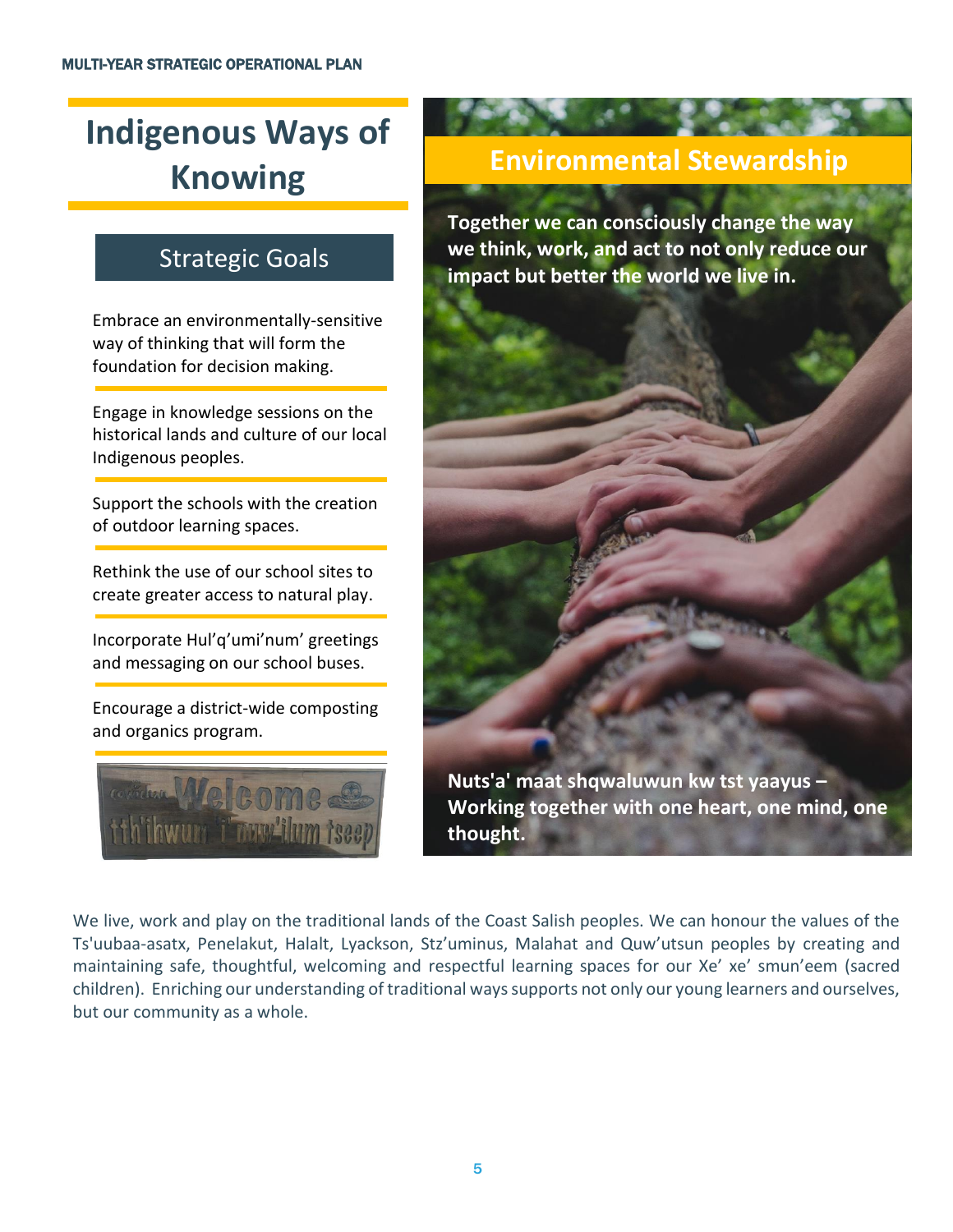# Indigenous Ways of Knowing

## Strategic Goals

Embrace an environmentally-sensitive way of thinking that will form the foundation for decision making.

Engage in knowledge sessions on the historical lands and culture of our local Indigenous peoples.

Support the schools with the creation of outdoor learning spaces.

Rethink the use of our school sites to create greater access to natural play.

Incorporate Hul'q'umi'num' greetings and messaging on our school buses.

Encourage a district-wide composting and organics program.

## Environmental Stewardship

**Together we can consciously change the way we think, work, and act to not only reduce our impact but better the world we live in.**

**Nuts'a' maat shqwaluwun kw tst yaayus – Working together with one heart, one mind, one thought.**

We live, work and play on the traditional lands of the Coast Salish peoples. We can honour the values of the Ts'uubaa-asatx, Penelakut, Halalt, Lyackson, Stz'uminus, Malahat and Quw'utsun peoples by creating and maintaining safe, thoughtful, welcoming and respectful learning spaces for our Xe' xe' smun'eem (sacred children). Enriching our understanding of traditional ways supports not only our young learners and ourselves, but our community as a whole.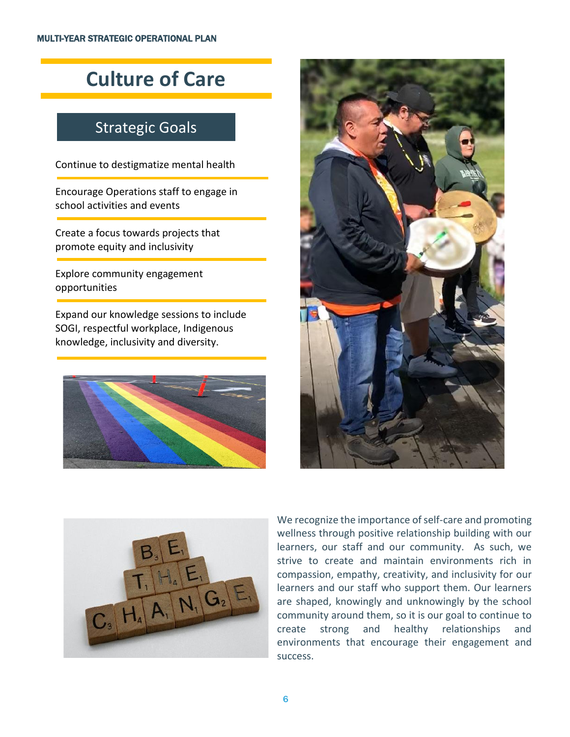# Culture of Care

## Strategic Goals

Continue to destigmatize mental health

Encourage Operations staff to engage in school activities and events

Create a focus towards projects that promote equity and inclusivity

Explore community engagement opportunities

Expand our knowledge sessions to include SOGI, respectful workplace, Indigenous knowledge, inclusivity and diversity.

We recognize the importance of self-care and promoting wellness through positive relationship building with our learners, our staff and our community. As such, we strive to create and maintain environments rich in compassion, empathy, creativity, and inclusivity for our learners and our staff who support them. Our learners are shaped, knowingly and unknowingly by the school community around them, so it is our goal to continue to create strong and healthy relationships and environments that encourage their engagement and success.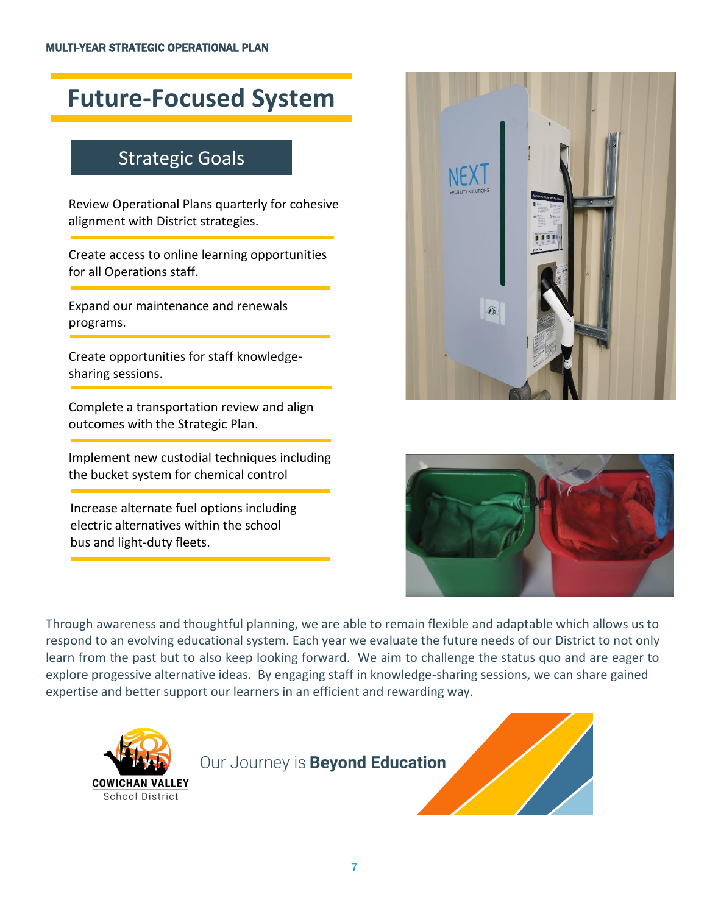# Future-Focused System

## Strategic Goals

Review Operational Plans quarterly for cohesive alignment with District strategies.

Create access to online learning opportunities for all Operations staff.

Expand our maintenance and renewals programs.

Create opportunities for staff knowledge-sharing sessions.

Complete a transportation review and align outcomes with the Strategic Plan.

Implement new custodial techniques including the bucket system for chemical control

Increase alternate fuel options including electric alternatives within the school bus and light-duty fleets.

Through awareness and thoughtful planning, we are able to remain flexible and adaptable which allows us to respond to an evolving educational system. Each year we evaluate the future needs of our District to not only learn from the past but to also keep looking forward. We aim to challenge the status quo and are eager to explore progessive alternative ideas. By engaging staff in knowledge-sharing sessions, we can share gained expertise and better support our learners in an efficient and rewarding way.

COWICHAN VALLEY School District

Our Journey is **Beyond Education**